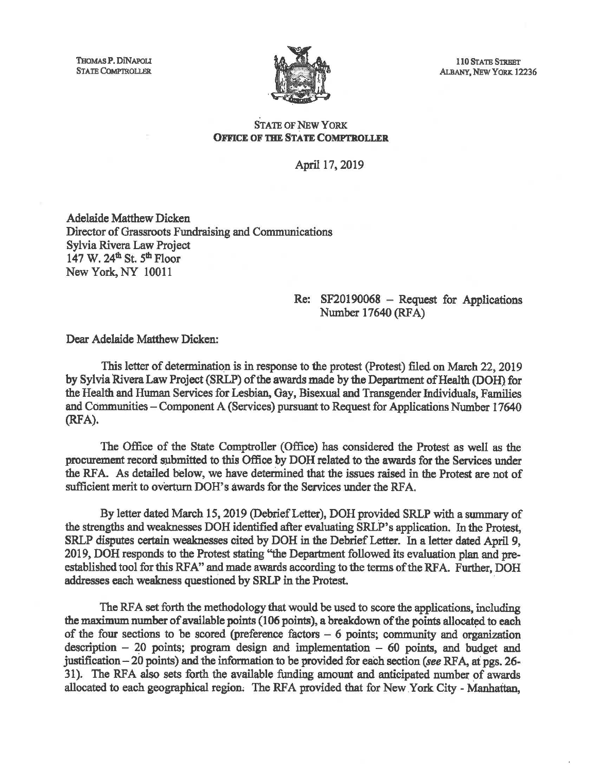THOMAS P. DINAPOLI
STATE COMPTROLLER

110 STATE STREET
ALBANY, NEW YORK 12236

STATE OF NEW YORK
**OFFICE OF THE STATE COMPTROLLER**

April 17, 2019

Adelaide Matthew Dicken
Director of Grassroots Fundraising and Communications
Sylvia Rivera Law Project
147 W. 24th St. 5th Floor
New York, NY 10011

Re: SF20190068 – Request for Applications Number 17640 (RFA)

Dear Adelaide Matthew Dicken:

This letter of determination is in response to the protest (Protest) filed on March 22, 2019 by Sylvia Rivera Law Project (SRLP) of the awards made by the Department of Health (DOH) for the Health and Human Services for Lesbian, Gay, Bisexual and Transgender Individuals, Families and Communities – Component A (Services) pursuant to Request for Applications Number 17640 (RFA).

The Office of the State Comptroller (Office) has considered the Protest as well as the procurement record submitted to this Office by DOH related to the awards for the Services under the RFA. As detailed below, we have determined that the issues raised in the Protest are not of sufficient merit to overturn DOH's awards for the Services under the RFA.

By letter dated March 15, 2019 (Debrief Letter), DOH provided SRLP with a summary of the strengths and weaknesses DOH identified after evaluating SRLP's application. In the Protest, SRLP disputes certain weaknesses cited by DOH in the Debrief Letter. In a letter dated April 9, 2019, DOH responds to the Protest stating "the Department followed its evaluation plan and pre-established tool for this RFA" and made awards according to the terms of the RFA. Further, DOH addresses each weakness questioned by SRLP in the Protest.

The RFA set forth the methodology that would be used to score the applications, including the maximum number of available points (106 points), a breakdown of the points allocated to each of the four sections to be scored (preference factors – 6 points; community and organization description – 20 points; program design and implementation – 60 points, and budget and justification – 20 points) and the information to be provided for each section (*see* RFA, at pgs. 26-31). The RFA also sets forth the available funding amount and anticipated number of awards allocated to each geographical region. The RFA provided that for New York City - Manhattan,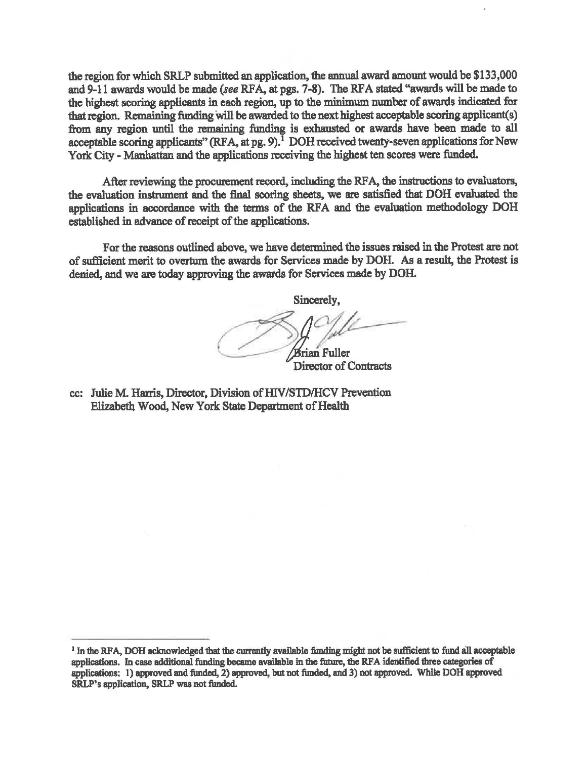the region for which SRLP submitted an application, the annual award amount would be $133,000 and 9-11 awards would be made (*see* RFA, at pgs. 7-8). The RFA stated "awards will be made to the highest scoring applicants in each region, up to the minimum number of awards indicated for that region. Remaining funding will be awarded to the next highest acceptable scoring applicant(s) from any region until the remaining funding is exhausted or awards have been made to all acceptable scoring applicants" (RFA, at pg. 9).[1] DOH received twenty-seven applications for New York City - Manhattan and the applications receiving the highest ten scores were funded.

After reviewing the procurement record, including the RFA, the instructions to evaluators, the evaluation instrument and the final scoring sheets, we are satisfied that DOH evaluated the applications in accordance with the terms of the RFA and the evaluation methodology DOH established in advance of receipt of the applications.

For the reasons outlined above, we have determined the issues raised in the Protest are not of sufficient merit to overturn the awards for Services made by DOH. As a result, the Protest is denied, and we are today approving the awards for Services made by DOH.

Sincerely,

Brian Fuller
Director of Contracts

cc: Julie M. Harris, Director, Division of HIV/STD/HCV Prevention
Elizabeth Wood, New York State Department of Health

---

[1] In the RFA, DOH acknowledged that the currently available funding might not be sufficient to fund all acceptable applications. In case additional funding became available in the future, the RFA identified three categories of applications: 1) approved and funded, 2) approved, but not funded, and 3) not approved. While DOH approved SRLP's application, SRLP was not funded.